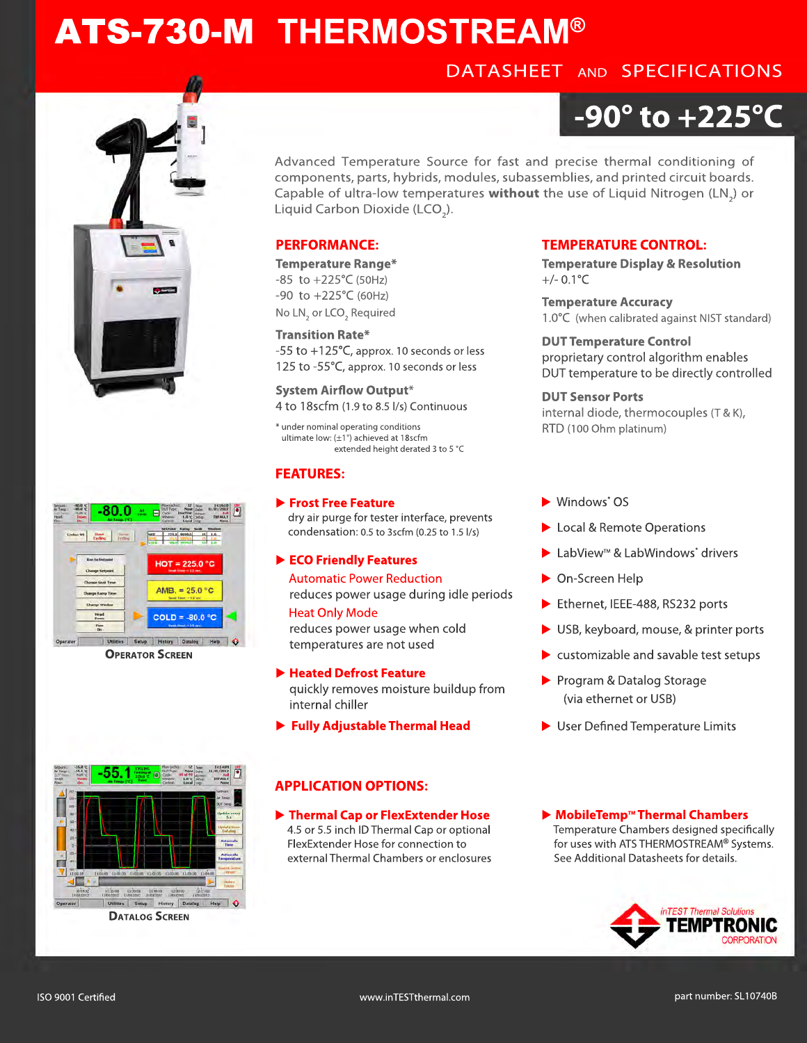# ATS-730-M THERMOSTREAM®

## DATASHEET AND SPECIFICATIONS

## -90° to +225°C

Advanced Temperature Source for fast and precise thermal conditioning of components, parts, hybrids, modules, subassemblies, and printed circuit boards. Capable of ultra-low temperatures **without** the use of Liquid Nitrogen ($LN_2$) or Liquid Carbon Dioxide ($LCO_2$).

### PERFORMANCE:

**Temperature Range***
-85 to +225°C (50Hz)
-90 to +225°C (60Hz)
No $LN_2$ or $LCO_2$ Required

**Transition Rate***
-55 to +125°C, approx. 10 seconds or less
125 to -55°C, approx. 10 seconds or less

**System Airflow Output***
4 to 18scfm (1.9 to 8.5 l/s) Continuous

* under nominal operating conditions
ultimate low: (±1°) achieved at 18scfm
extended height derated 3 to 5 °C

### TEMPERATURE CONTROL:

**Temperature Display & Resolution**
+/- 0.1°C

**Temperature Accuracy**
1.0°C (when calibrated against NIST standard)

**DUT Temperature Control**
proprietary control algorithm enables DUT temperature to be directly controlled

**DUT Sensor Ports**
internal diode, thermocouples (T & K), RTD (100 Ohm platinum)

### FEATURES:

- **Frost Free Feature**
  dry air purge for tester interface, prevents condensation: 0.5 to 3scfm (0.25 to 1.5 l/s)
- **ECO Friendly Features**
  Automatic Power Reduction
  reduces power usage during idle periods
  Heat Only Mode
  reduces power usage when cold temperatures are not used
- **Heated Defrost Feature**
  quickly removes moisture buildup from internal chiller
- **Fully Adjustable Thermal Head**
- Windows® OS
- Local & Remote Operations
- LabView™ & LabWindows® drivers
- On-Screen Help
- Ethernet, IEEE-488, RS232 ports
- USB, keyboard, mouse, & printer ports
- customizable and savable test setups
- Program & Datalog Storage (via ethernet or USB)
- User Defined Temperature Limits

OPERATOR SCREEN

DATALOG SCREEN

### APPLICATION OPTIONS:

- **Thermal Cap or FlexExtender Hose**
  4.5 or 5.5 inch ID Thermal Cap or optional FlexExtender Hose for connection to external Thermal Chambers or enclosures
- **MobileTemp™ Thermal Chambers**
  Temperature Chambers designed specifically for uses with ATS THERMOSTREAM® Systems. See Additional Datasheets for details.

inTEST Thermal Solutions
TEMPTRONIC CORPORATION

ISO 9001 Certified

www.inTESTthermal.com

part number: SL10740B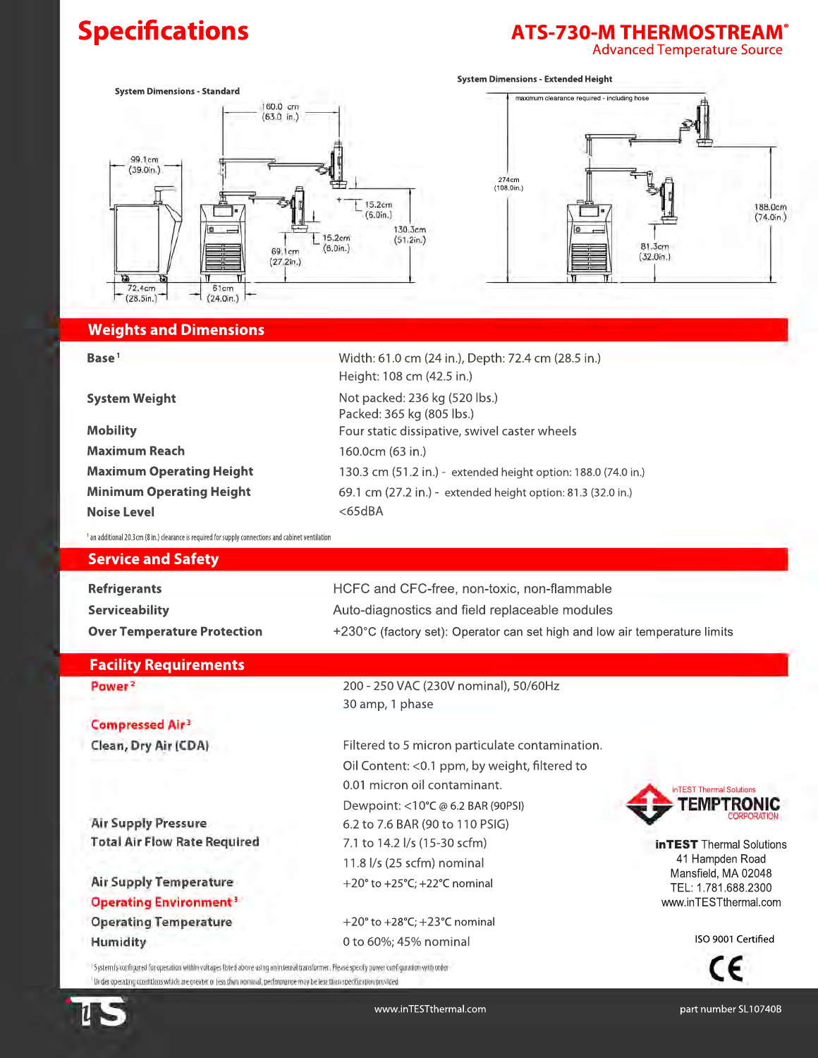# Specifications

## ATS-730-M THERMOSTREAM®

Advanced Temperature Source

System Dimensions - Standard

160.0 cm (63.0 in.)
99.1cm (39.0in.)
15.2cm (6.0in.)
15.2cm (6.0in.)
130.3cm (51.2in.)
69.1cm (27.2in.)
72.4cm (28.5in.)
61cm (24.0in.)

System Dimensions - Extended Height

maximum clearance required - including hose
274cm (108.0in.)
188.0cm (74.0in.)
81.3cm (32.0in.)

## Weights and Dimensions

| | |
|---|---|
| **Base**[1] | Width: 61.0 cm (24 in.), Depth: 72.4 cm (28.5 in.)<br>Height: 108 cm (42.5 in.) |
| **System Weight** | Not packed: 236 kg (520 lbs.)<br>Packed: 365 kg (805 lbs.) |
| **Mobility** | Four static dissipative, swivel caster wheels |
| **Maximum Reach** | 160.0cm (63 in.) |
| **Maximum Operating Height** | 130.3 cm (51.2 in.) - extended height option: 188.0 (74.0 in.) |
| **Minimum Operating Height** | 69.1 cm (27.2 in.) - extended height option: 81.3 (32.0 in.) |
| **Noise Level** | <65dBA |

[1] an additional 20.3cm (8 in.) clearance is required for supply connections and cabinet ventilation

## Service and Safety

| | |
|---|---|
| **Refrigerants** | HCFC and CFC-free, non-toxic, non-flammable |
| **Serviceability** | Auto-diagnostics and field replaceable modules |
| **Over Temperature Protection** | +230°C (factory set): Operator can set high and low air temperature limits |

## Facility Requirements

| | |
|---|---|
| **Power**[2] | 200 - 250 VAC (230V nominal), 50/60Hz<br>30 amp, 1 phase |
| **Compressed Air**[3] | |
| **Clean, Dry Air (CDA)** | Filtered to 5 micron particulate contamination.<br>Oil Content: <0.1 ppm, by weight, filtered to 0.01 micron oil contaminant.<br>Dewpoint: <10°C @ 6.2 BAR (90PSI) |
| **Air Supply Pressure** | 6.2 to 7.6 BAR (90 to 110 PSIG) |
| **Total Air Flow Rate Required** | 7.1 to 14.2 l/s (15-30 scfm)<br>11.8 l/s (25 scfm) nominal |
| **Air Supply Temperature** | +20° to +25°C; +22°C nominal |
| **Operating Environment**[3] | |
| **Operating Temperature** | +20° to +28°C; +23°C nominal |
| **Humidity** | 0 to 60%; 45% nominal |

[2] System is configured for operation within voltages listed above using an internal transformer. Please specify power configuration with order
[3] Under operating conditions which are greater or less than nominal, performance may be less than specification provided

inTEST Thermal Solutions
TEMPTRONIC CORPORATION

**inTEST** Thermal Solutions
41 Hampden Road
Mansfield, MA 02048
TEL: 1.781.688.2300
www.inTESTthermal.com

ISO 9001 Certified

CE

www.inTESTthermal.com

part number SL10740B